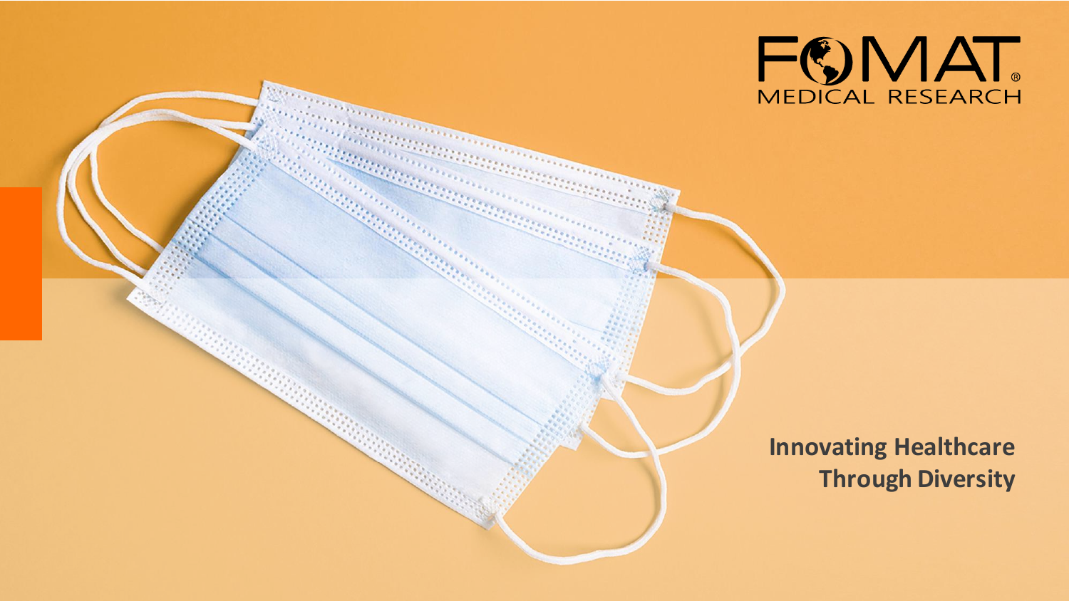FOMAT® MEDICAL RESEARCH

**Innovating Healthcare Through Diversity**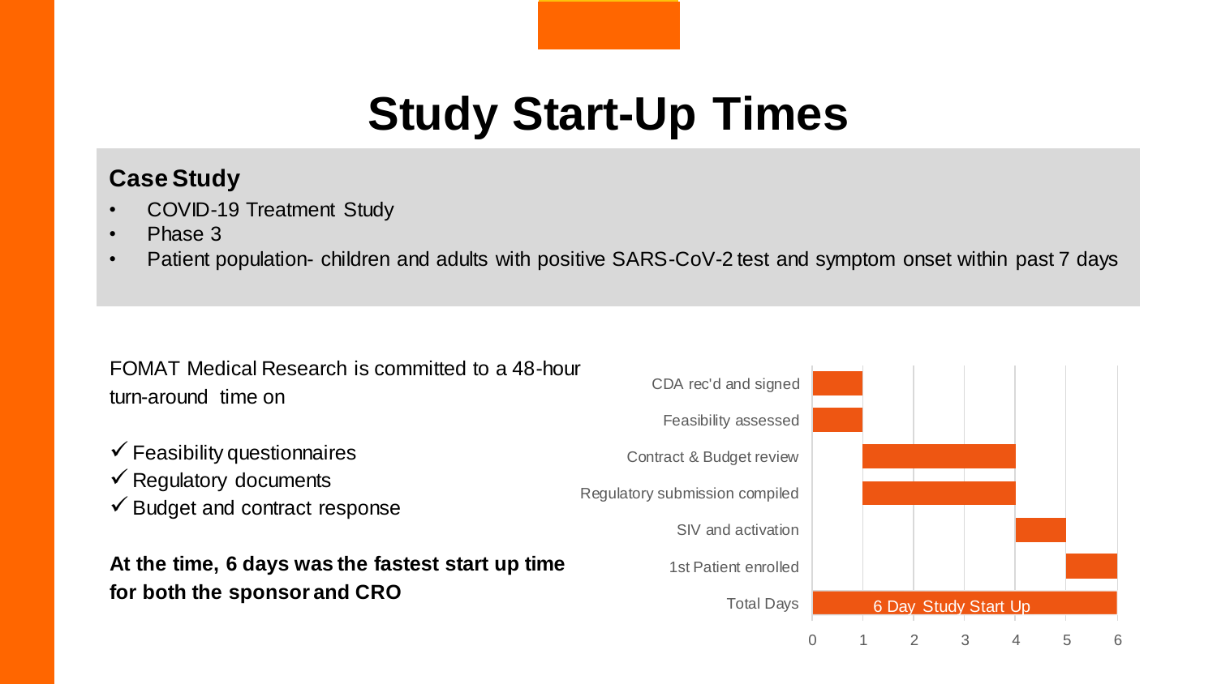# Study Start-Up Times

## Case Study

- COVID-19 Treatment Study
- Phase 3
- Patient population- children and adults with positive SARS-CoV-2 test and symptom onset within past 7 days

FOMAT Medical Research is committed to a 48-hour turn-around time on

✓ Feasibility questionnaires
✓ Regulatory documents
✓ Budget and contract response

**At the time, 6 days was the fastest start up time for both the sponsor and CRO**

| Task | Start (day) | End (day) |
|---|---|---|
| CDA rec'd and signed | 0 | 1 |
| Feasibility assessed | 0 | 1 |
| Contract & Budget review | 1 | 4 |
| Regulatory submission compiled | 1 | 4 |
| SIV and activation | 4 | 5 |
| 1st Patient enrolled | 5 | 6 |
| Total Days | 0 | 6 |

6 Day Study Start Up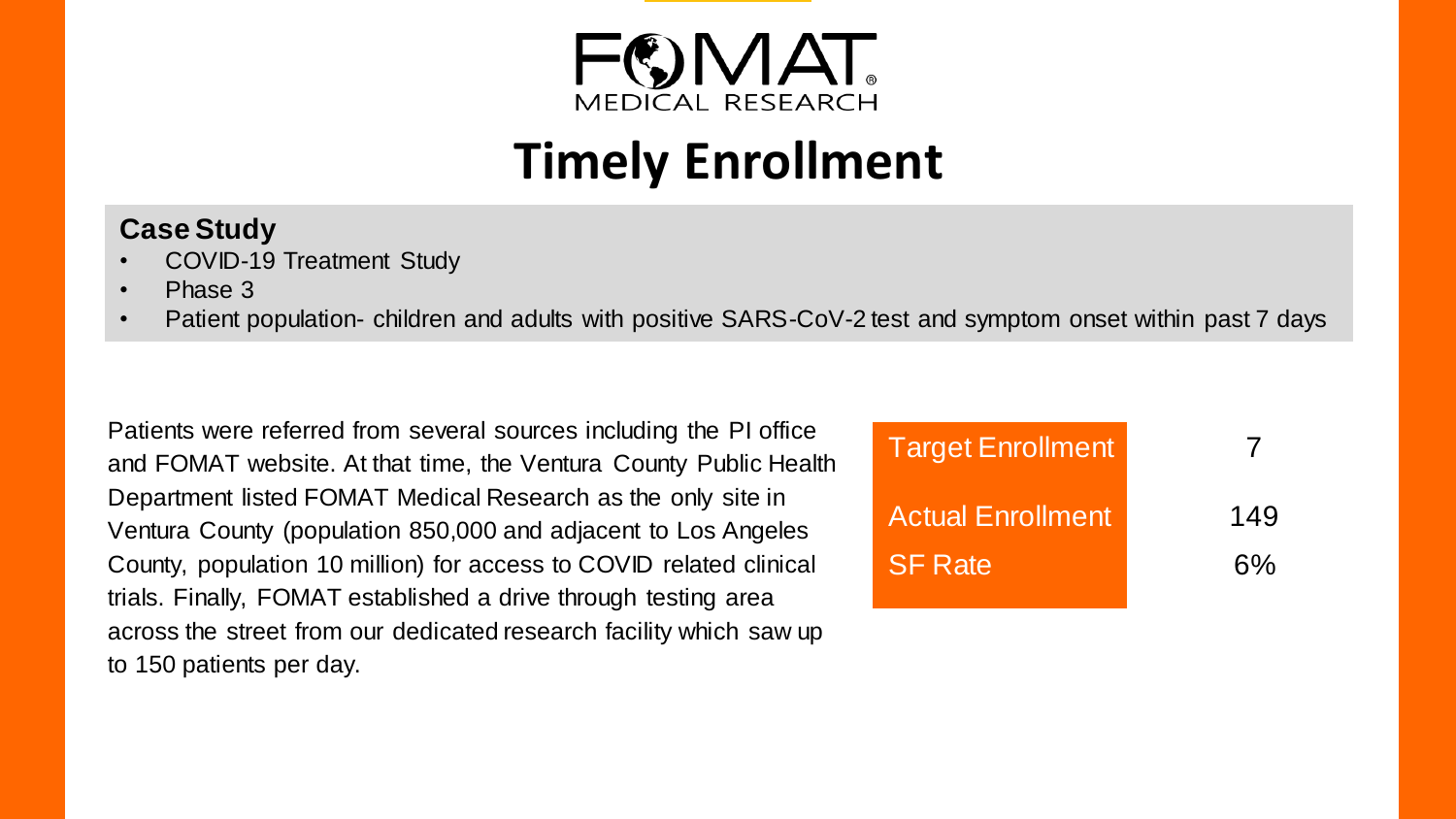FOMAT MEDICAL RESEARCH

# Timely Enrollment

**Case Study**

- COVID-19 Treatment Study
- Phase 3
- Patient population- children and adults with positive SARS-CoV-2 test and symptom onset within past 7 days

Patients were referred from several sources including the PI office and FOMAT website. At that time, the Ventura County Public Health Department listed FOMAT Medical Research as the only site in Ventura County (population 850,000 and adjacent to Los Angeles County, population 10 million) for access to COVID related clinical trials. Finally, FOMAT established a drive through testing area across the street from our dedicated research facility which saw up to 150 patients per day.

| | |
|---|---|
| Target Enrollment | 7 |
| Actual Enrollment | 149 |
| SF Rate | 6% |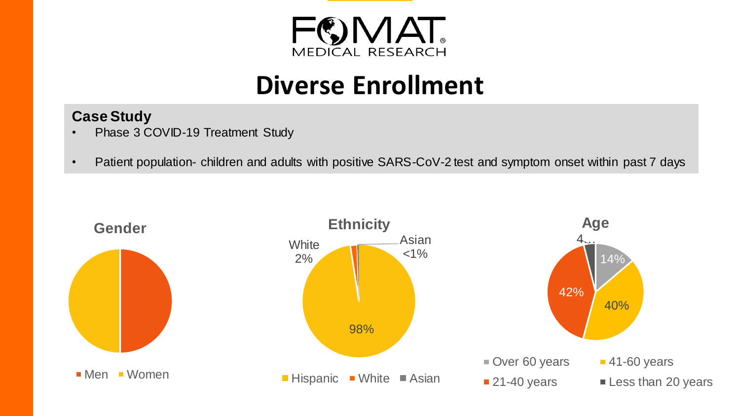# Diverse Enrollment

**Case Study**

- Phase 3 COVID-19 Treatment Study
- Patient population- children and adults with positive SARS-CoV-2 test and symptom onset within past 7 days

**Gender**

Men | Women

**Ethnicity**

White 2%

Asian <1%

98%

Hispanic | White | Asian

**Age**

4...

14%

42%

40%

Over 60 years | 41-60 years | 21-40 years | Less than 20 years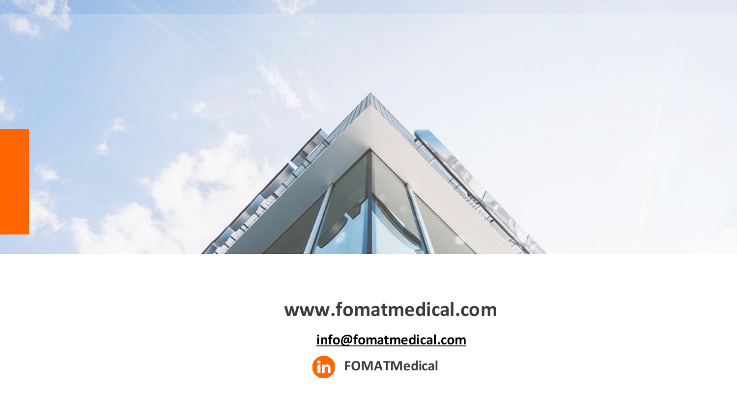**www.fomatmedical.com**

**info@fomatmedical.com**

**FOMATMedical**